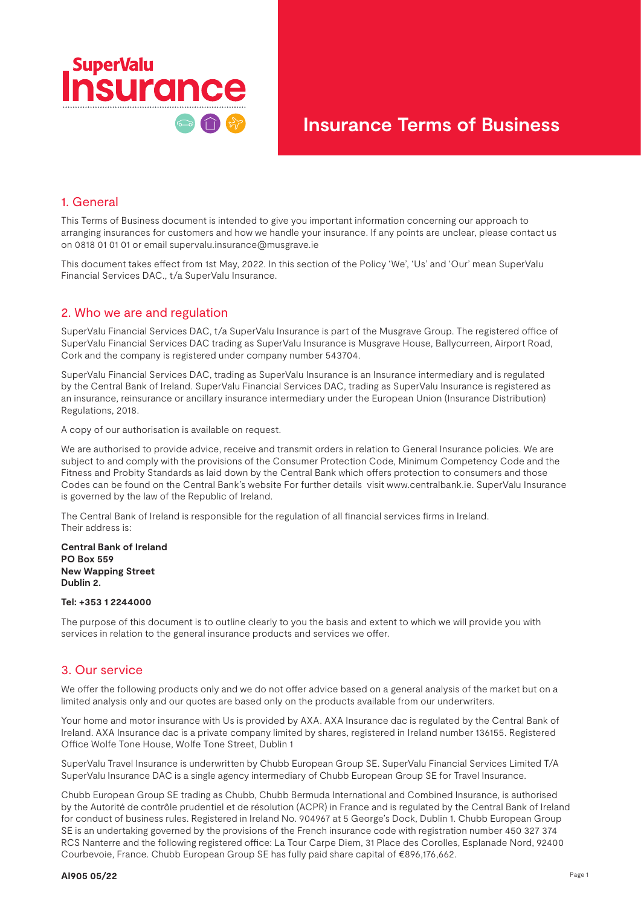SuperValu Insurance

# Insurance Terms of Business

## 1. General

This Terms of Business document is intended to give you important information concerning our approach to arranging insurances for customers and how we handle your insurance. If any points are unclear, please contact us on 0818 01 01 01 or email supervalu.insurance@musgrave.ie

This document takes effect from 1st May, 2022. In this section of the Policy 'We', 'Us' and 'Our' mean SuperValu Financial Services DAC., t/a SuperValu Insurance.

## 2. Who we are and regulation

SuperValu Financial Services DAC, t/a SuperValu Insurance is part of the Musgrave Group. The registered office of SuperValu Financial Services DAC trading as SuperValu Insurance is Musgrave House, Ballycurreen, Airport Road, Cork and the company is registered under company number 543704.

SuperValu Financial Services DAC, trading as SuperValu Insurance is an Insurance intermediary and is regulated by the Central Bank of Ireland. SuperValu Financial Services DAC, trading as SuperValu Insurance is registered as an insurance, reinsurance or ancillary insurance intermediary under the European Union (Insurance Distribution) Regulations, 2018.

A copy of our authorisation is available on request.

We are authorised to provide advice, receive and transmit orders in relation to General Insurance policies. We are subject to and comply with the provisions of the Consumer Protection Code, Minimum Competency Code and the Fitness and Probity Standards as laid down by the Central Bank which offers protection to consumers and those Codes can be found on the Central Bank's website For further details visit www.centralbank.ie. SuperValu Insurance is governed by the law of the Republic of Ireland.

The Central Bank of Ireland is responsible for the regulation of all financial services firms in Ireland. Their address is:

**Central Bank of Ireland**
**PO Box 559**
**New Wapping Street**
**Dublin 2.**

**Tel: +353 1 2244000**

The purpose of this document is to outline clearly to you the basis and extent to which we will provide you with services in relation to the general insurance products and services we offer.

## 3. Our service

We offer the following products only and we do not offer advice based on a general analysis of the market but on a limited analysis only and our quotes are based only on the products available from our underwriters.

Your home and motor insurance with Us is provided by AXA. AXA Insurance dac is regulated by the Central Bank of Ireland. AXA Insurance dac is a private company limited by shares, registered in Ireland number 136155. Registered Office Wolfe Tone House, Wolfe Tone Street, Dublin 1

SuperValu Travel Insurance is underwritten by Chubb European Group SE. SuperValu Financial Services Limited T/A SuperValu Insurance DAC is a single agency intermediary of Chubb European Group SE for Travel Insurance.

Chubb European Group SE trading as Chubb, Chubb Bermuda International and Combined Insurance, is authorised by the Autorité de contrôle prudentiel et de résolution (ACPR) in France and is regulated by the Central Bank of Ireland for conduct of business rules. Registered in Ireland No. 904967 at 5 George's Dock, Dublin 1. Chubb European Group SE is an undertaking governed by the provisions of the French insurance code with registration number 450 327 374 RCS Nanterre and the following registered office: La Tour Carpe Diem, 31 Place des Corolles, Esplanade Nord, 92400 Courbevoie, France. Chubb European Group SE has fully paid share capital of €896,176,662.

**AI905 05/22**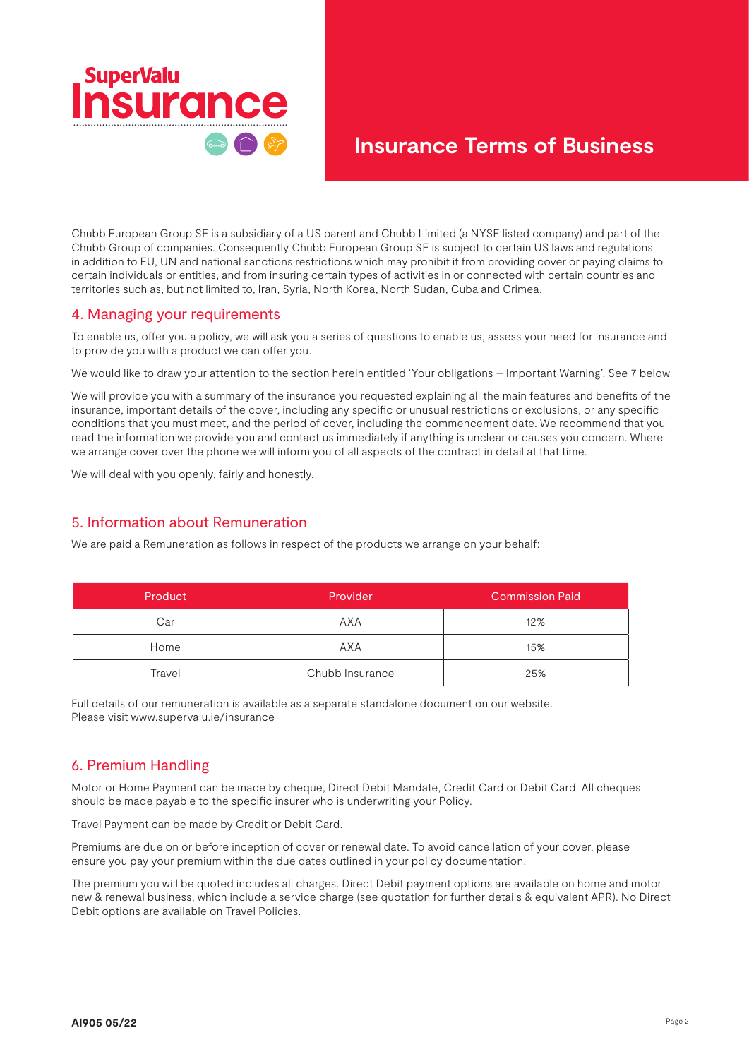# Insurance Terms of Business

Chubb European Group SE is a subsidiary of a US parent and Chubb Limited (a NYSE listed company) and part of the Chubb Group of companies. Consequently Chubb European Group SE is subject to certain US laws and regulations in addition to EU, UN and national sanctions restrictions which may prohibit it from providing cover or paying claims to certain individuals or entities, and from insuring certain types of activities in or connected with certain countries and territories such as, but not limited to, Iran, Syria, North Korea, North Sudan, Cuba and Crimea.

## 4. Managing your requirements

To enable us, offer you a policy, we will ask you a series of questions to enable us, assess your need for insurance and to provide you with a product we can offer you.

We would like to draw your attention to the section herein entitled 'Your obligations – Important Warning'. See 7 below

We will provide you with a summary of the insurance you requested explaining all the main features and benefits of the insurance, important details of the cover, including any specific or unusual restrictions or exclusions, or any specific conditions that you must meet, and the period of cover, including the commencement date. We recommend that you read the information we provide you and contact us immediately if anything is unclear or causes you concern. Where we arrange cover over the phone we will inform you of all aspects of the contract in detail at that time.

We will deal with you openly, fairly and honestly.

## 5. Information about Remuneration

We are paid a Remuneration as follows in respect of the products we arrange on your behalf:

| Product | Provider | Commission Paid |
|---|---|---|
| Car | AXA | 12% |
| Home | AXA | 15% |
| Travel | Chubb Insurance | 25% |

Full details of our remuneration is available as a separate standalone document on our website.
Please visit www.supervalu.ie/insurance

## 6. Premium Handling

Motor or Home Payment can be made by cheque, Direct Debit Mandate, Credit Card or Debit Card. All cheques should be made payable to the specific insurer who is underwriting your Policy.

Travel Payment can be made by Credit or Debit Card.

Premiums are due on or before inception of cover or renewal date. To avoid cancellation of your cover, please ensure you pay your premium within the due dates outlined in your policy documentation.

The premium you will be quoted includes all charges. Direct Debit payment options are available on home and motor new & renewal business, which include a service charge (see quotation for further details & equivalent APR). No Direct Debit options are available on Travel Policies.

AI905 05/22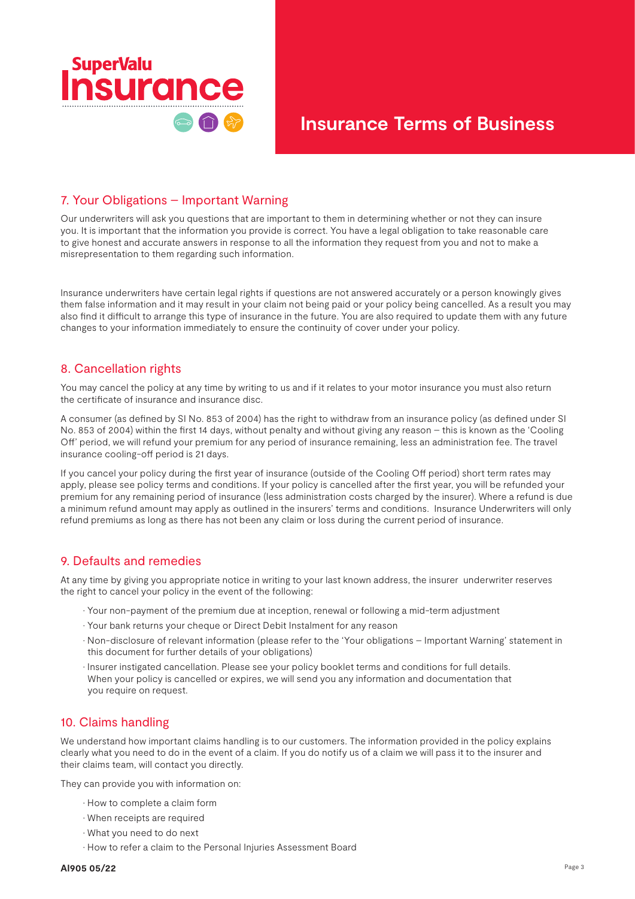# Insurance Terms of Business

## 7. Your Obligations – Important Warning

Our underwriters will ask you questions that are important to them in determining whether or not they can insure you. It is important that the information you provide is correct. You have a legal obligation to take reasonable care to give honest and accurate answers in response to all the information they request from you and not to make a misrepresentation to them regarding such information.

Insurance underwriters have certain legal rights if questions are not answered accurately or a person knowingly gives them false information and it may result in your claim not being paid or your policy being cancelled. As a result you may also find it difficult to arrange this type of insurance in the future. You are also required to update them with any future changes to your information immediately to ensure the continuity of cover under your policy.

## 8. Cancellation rights

You may cancel the policy at any time by writing to us and if it relates to your motor insurance you must also return the certificate of insurance and insurance disc.

A consumer (as defined by SI No. 853 of 2004) has the right to withdraw from an insurance policy (as defined under SI No. 853 of 2004) within the first 14 days, without penalty and without giving any reason – this is known as the 'Cooling Off' period, we will refund your premium for any period of insurance remaining, less an administration fee. The travel insurance cooling-off period is 21 days.

If you cancel your policy during the first year of insurance (outside of the Cooling Off period) short term rates may apply, please see policy terms and conditions. If your policy is cancelled after the first year, you will be refunded your premium for any remaining period of insurance (less administration costs charged by the insurer). Where a refund is due a minimum refund amount may apply as outlined in the insurers' terms and conditions. Insurance Underwriters will only refund premiums as long as there has not been any claim or loss during the current period of insurance.

## 9. Defaults and remedies

At any time by giving you appropriate notice in writing to your last known address, the insurer underwriter reserves the right to cancel your policy in the event of the following:

- Your non-payment of the premium due at inception, renewal or following a mid-term adjustment
- Your bank returns your cheque or Direct Debit Instalment for any reason
- Non-disclosure of relevant information (please refer to the 'Your obligations – Important Warning' statement in this document for further details of your obligations)
- Insurer instigated cancellation. Please see your policy booklet terms and conditions for full details. When your policy is cancelled or expires, we will send you any information and documentation that you require on request.

## 10. Claims handling

We understand how important claims handling is to our customers. The information provided in the policy explains clearly what you need to do in the event of a claim. If you do notify us of a claim we will pass it to the insurer and their claims team, will contact you directly.

They can provide you with information on:

- How to complete a claim form
- When receipts are required
- What you need to do next
- How to refer a claim to the Personal Injuries Assessment Board

AI905 05/22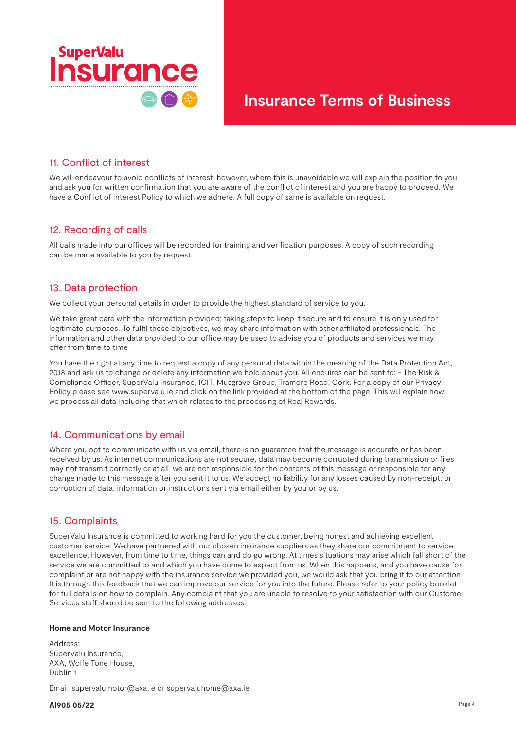## 11. Conflict of interest

We will endeavour to avoid conflicts of interest, however, where this is unavoidable we will explain the position to you and ask you for written confirmation that you are aware of the conflict of interest and you are happy to proceed. We have a Conflict of Interest Policy to which we adhere. A full copy of same is available on request.

## 12. Recording of calls

All calls made into our offices will be recorded for training and verification purposes. A copy of such recording can be made available to you by request.

## 13. Data protection

We collect your personal details in order to provide the highest standard of service to you.

We take great care with the information provided; taking steps to keep it secure and to ensure it is only used for legitimate purposes. To fulfil these objectives, we may share information with other affiliated professionals. The information and other data provided to our office may be used to advise you of products and services we may offer from time to time

You have the right at any time to request a copy of any personal data within the meaning of the Data Protection Act, 2018 and ask us to change or delete any information we hold about you. All enquires can be sent to: - The Risk & Compliance Officer, SuperValu Insurance, ICIT, Musgrave Group, Tramore Road, Cork. For a copy of our Privacy Policy please see www.supervalu.ie and click on the link provided at the bottom of the page. This will explain how we process all data including that which relates to the processing of Real Rewards.

## 14. Communications by email

Where you opt to communicate with us via email, there is no guarantee that the message is accurate or has been received by us. As internet communications are not secure, data may become corrupted during transmission or files may not transmit correctly or at all, we are not responsible for the contents of this message or responsible for any change made to this message after you sent it to us. We accept no liability for any losses caused by non-receipt, or corruption of data, information or instructions sent via email either by you or by us.

## 15. Complaints

SuperValu Insurance is committed to working hard for you the customer, being honest and achieving excellent customer service. We have partnered with our chosen insurance suppliers as they share our commitment to service excellence. However, from time to time, things can and do go wrong. At times situations may arise which fall short of the service we are committed to and which you have come to expect from us. When this happens, and you have cause for complaint or are not happy with the insurance service we provided you, we would ask that you bring it to our attention. It is through this feedback that we can improve our service for you into the future. Please refer to your policy booklet for full details on how to complain. Any complaint that you are unable to resolve to your satisfaction with our Customer Services staff should be sent to the following addresses:

**Home and Motor Insurance**

Address:
SuperValu Insurance,
AXA, Wolfe Tone House,
Dublin 1

Email: supervalumotor@axa.ie or supervaluhome@axa.ie

**AI905 05/22**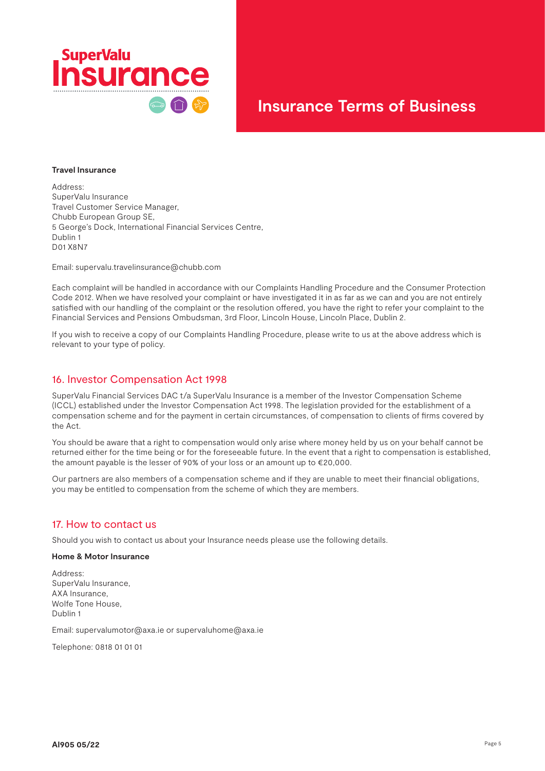**Travel Insurance**

Address:
SuperValu Insurance
Travel Customer Service Manager,
Chubb European Group SE,
5 George's Dock, International Financial Services Centre,
Dublin 1
D01 X8N7

Email: supervalu.travelinsurance@chubb.com

Each complaint will be handled in accordance with our Complaints Handling Procedure and the Consumer Protection Code 2012. When we have resolved your complaint or have investigated it in as far as we can and you are not entirely satisfied with our handling of the complaint or the resolution offered, you have the right to refer your complaint to the Financial Services and Pensions Ombudsman, 3rd Floor, Lincoln House, Lincoln Place, Dublin 2.

If you wish to receive a copy of our Complaints Handling Procedure, please write to us at the above address which is relevant to your type of policy.

## 16. Investor Compensation Act 1998

SuperValu Financial Services DAC t/a SuperValu Insurance is a member of the Investor Compensation Scheme (ICCL) established under the Investor Compensation Act 1998. The legislation provided for the establishment of a compensation scheme and for the payment in certain circumstances, of compensation to clients of firms covered by the Act.

You should be aware that a right to compensation would only arise where money held by us on your behalf cannot be returned either for the time being or for the foreseeable future. In the event that a right to compensation is established, the amount payable is the lesser of 90% of your loss or an amount up to €20,000.

Our partners are also members of a compensation scheme and if they are unable to meet their financial obligations, you may be entitled to compensation from the scheme of which they are members.

## 17. How to contact us

Should you wish to contact us about your Insurance needs please use the following details.

**Home & Motor Insurance**

Address:
SuperValu Insurance,
AXA Insurance,
Wolfe Tone House,
Dublin 1

Email: supervalumotor@axa.ie or supervaluhome@axa.ie

Telephone: 0818 01 01 01

AI905 05/22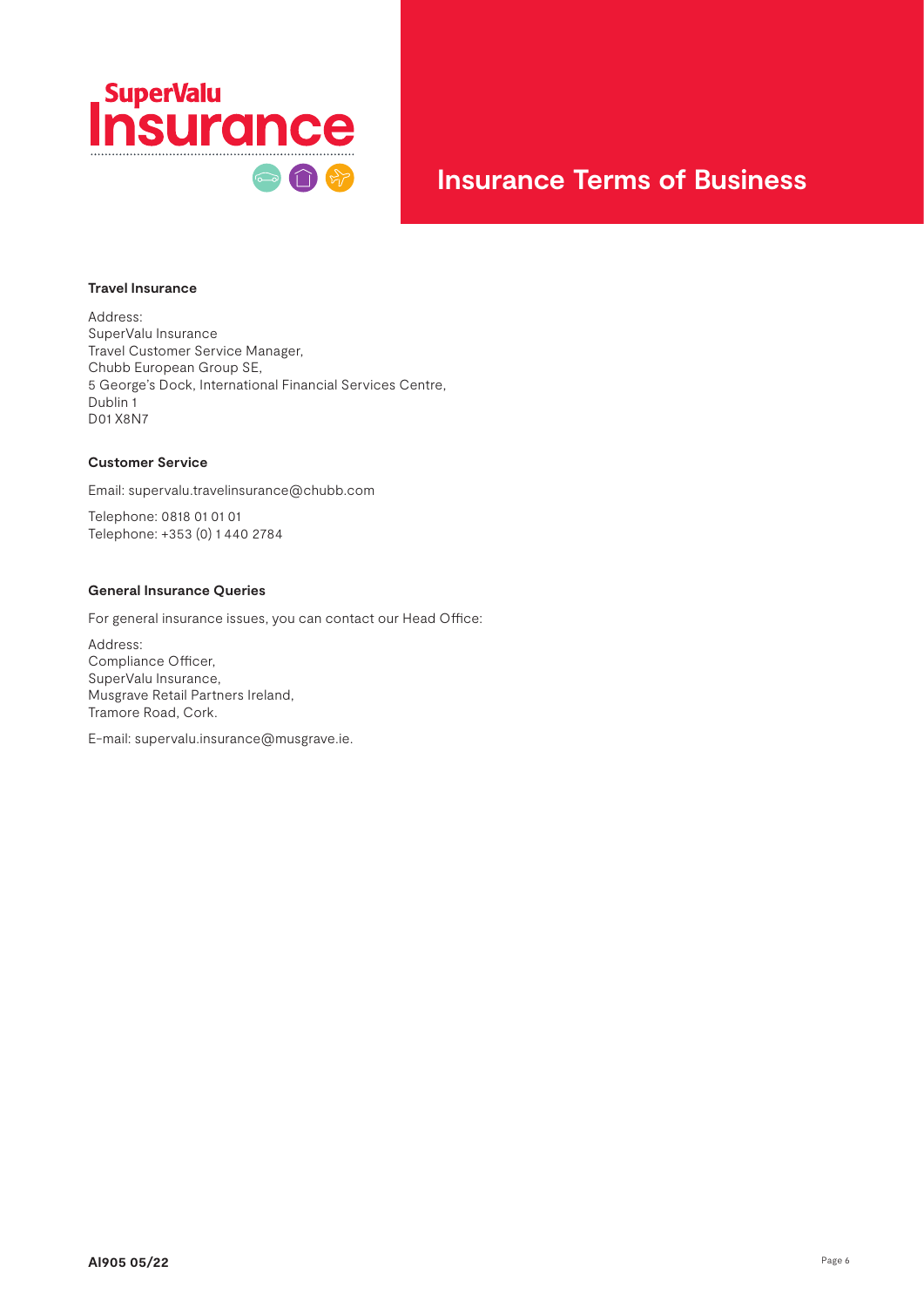# Insurance Terms of Business

### Travel Insurance

Address:
SuperValu Insurance
Travel Customer Service Manager,
Chubb European Group SE,
5 George's Dock, International Financial Services Centre,
Dublin 1
D01 X8N7

### Customer Service

Email: supervalu.travelinsurance@chubb.com

Telephone: 0818 01 01 01
Telephone: +353 (0) 1 440 2784

### General Insurance Queries

For general insurance issues, you can contact our Head Office:

Address:
Compliance Officer,
SuperValu Insurance,
Musgrave Retail Partners Ireland,
Tramore Road, Cork.

E-mail: supervalu.insurance@musgrave.ie.

AI905 05/22